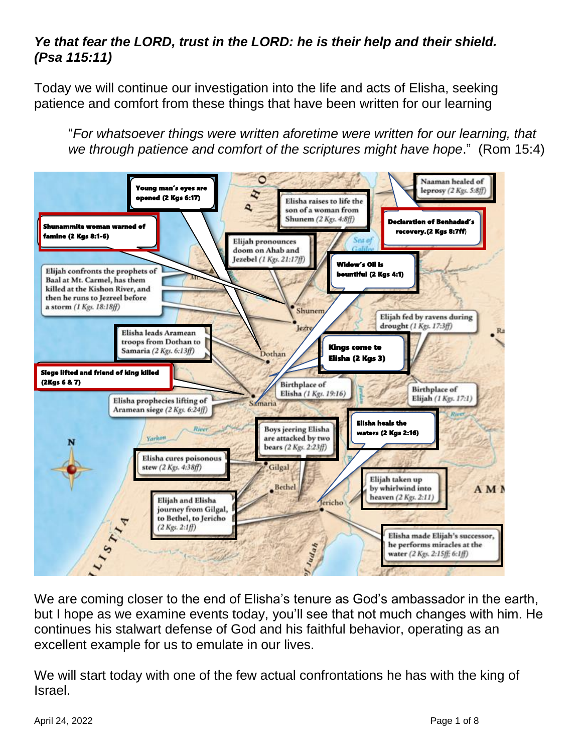***Ye that fear the LORD, trust in the LORD: he is their help and their shield. (Psa 115:11)***

Today we will continue our investigation into the life and acts of Elisha, seeking patience and comfort from these things that have been written for our learning

> "*For whatsoever things were written aforetime were written for our learning, that we through patience and comfort of the scriptures might have hope*." (Rom 15:4)

We are coming closer to the end of Elisha's tenure as God's ambassador in the earth, but I hope as we examine events today, you'll see that not much changes with him. He continues his stalwart defense of God and his faithful behavior, operating as an excellent example for us to emulate in our lives.

We will start today with one of the few actual confrontations he has with the king of Israel.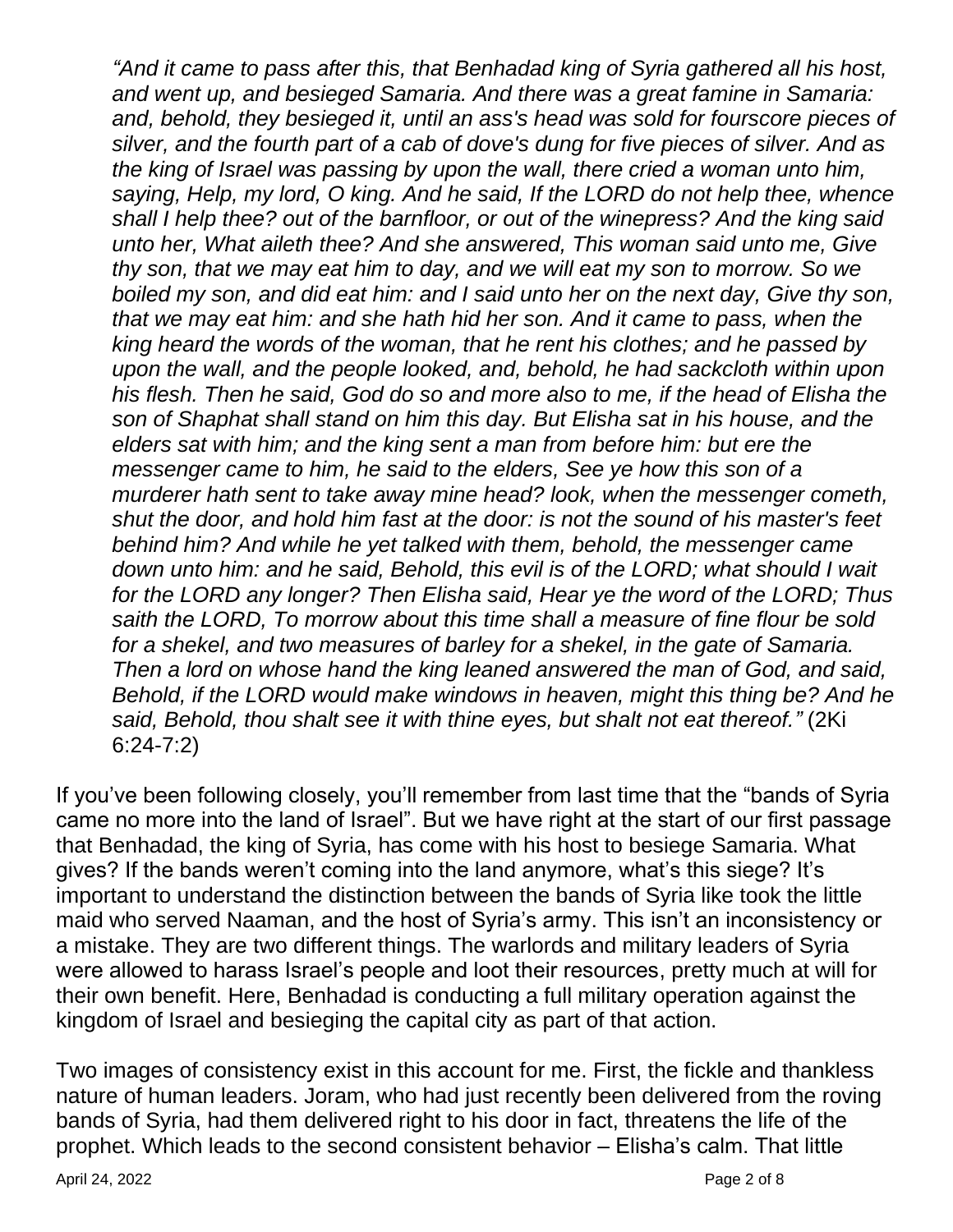*"And it came to pass after this, that Benhadad king of Syria gathered all his host, and went up, and besieged Samaria. And there was a great famine in Samaria: and, behold, they besieged it, until an ass's head was sold for fourscore pieces of silver, and the fourth part of a cab of dove's dung for five pieces of silver. And as the king of Israel was passing by upon the wall, there cried a woman unto him, saying, Help, my lord, O king. And he said, If the LORD do not help thee, whence shall I help thee? out of the barnfloor, or out of the winepress? And the king said unto her, What aileth thee? And she answered, This woman said unto me, Give thy son, that we may eat him to day, and we will eat my son to morrow. So we boiled my son, and did eat him: and I said unto her on the next day, Give thy son, that we may eat him: and she hath hid her son. And it came to pass, when the king heard the words of the woman, that he rent his clothes; and he passed by upon the wall, and the people looked, and, behold, he had sackcloth within upon his flesh. Then he said, God do so and more also to me, if the head of Elisha the son of Shaphat shall stand on him this day. But Elisha sat in his house, and the elders sat with him; and the king sent a man from before him: but ere the messenger came to him, he said to the elders, See ye how this son of a murderer hath sent to take away mine head? look, when the messenger cometh, shut the door, and hold him fast at the door: is not the sound of his master's feet behind him? And while he yet talked with them, behold, the messenger came down unto him: and he said, Behold, this evil is of the LORD; what should I wait for the LORD any longer? Then Elisha said, Hear ye the word of the LORD; Thus saith the LORD, To morrow about this time shall a measure of fine flour be sold for a shekel, and two measures of barley for a shekel, in the gate of Samaria. Then a lord on whose hand the king leaned answered the man of God, and said, Behold, if the LORD would make windows in heaven, might this thing be? And he said, Behold, thou shalt see it with thine eyes, but shalt not eat thereof."* (2Ki 6:24-7:2)

If you've been following closely, you'll remember from last time that the "bands of Syria came no more into the land of Israel". But we have right at the start of our first passage that Benhadad, the king of Syria, has come with his host to besiege Samaria. What gives? If the bands weren't coming into the land anymore, what's this siege? It's important to understand the distinction between the bands of Syria like took the little maid who served Naaman, and the host of Syria's army. This isn't an inconsistency or a mistake. They are two different things. The warlords and military leaders of Syria were allowed to harass Israel's people and loot their resources, pretty much at will for their own benefit. Here, Benhadad is conducting a full military operation against the kingdom of Israel and besieging the capital city as part of that action.

Two images of consistency exist in this account for me. First, the fickle and thankless nature of human leaders. Joram, who had just recently been delivered from the roving bands of Syria, had them delivered right to his door in fact, threatens the life of the prophet. Which leads to the second consistent behavior – Elisha's calm. That little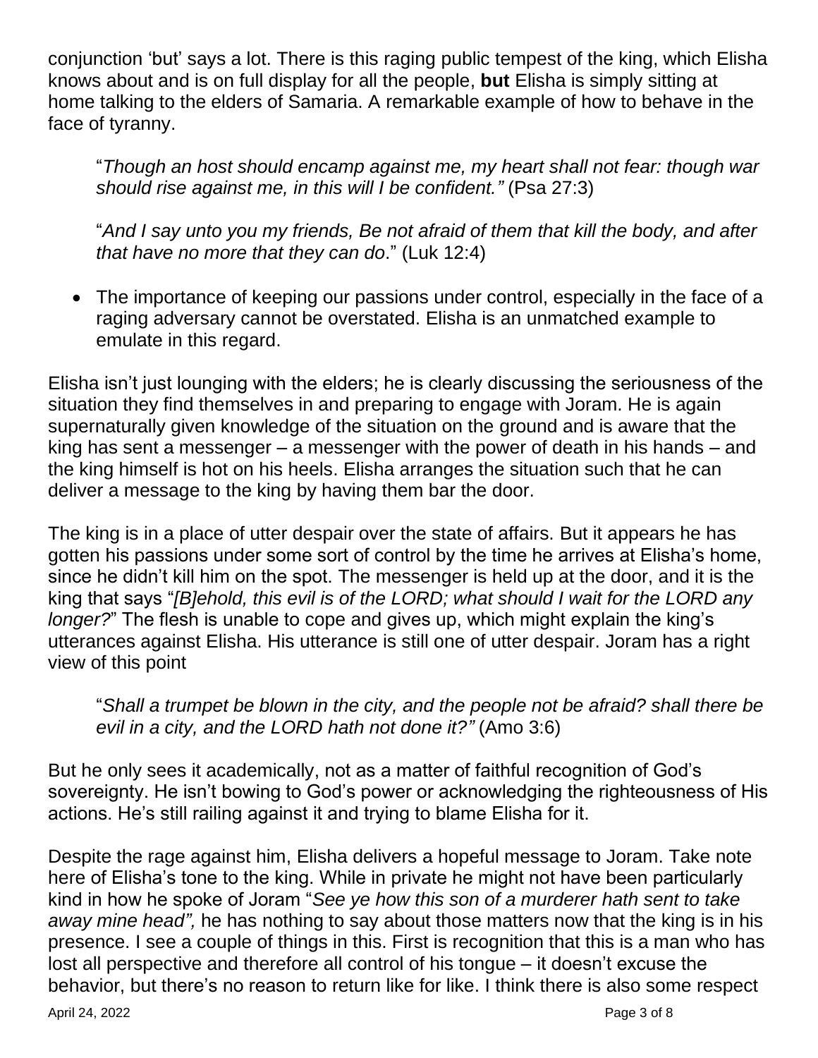conjunction 'but' says a lot. There is this raging public tempest of the king, which Elisha knows about and is on full display for all the people, **but** Elisha is simply sitting at home talking to the elders of Samaria. A remarkable example of how to behave in the face of tyranny.

> "*Though an host should encamp against me, my heart shall not fear: though war should rise against me, in this will I be confident."* (Psa 27:3)
>
> "*And I say unto you my friends, Be not afraid of them that kill the body, and after that have no more that they can do*." (Luk 12:4)

- The importance of keeping our passions under control, especially in the face of a raging adversary cannot be overstated. Elisha is an unmatched example to emulate in this regard.

Elisha isn't just lounging with the elders; he is clearly discussing the seriousness of the situation they find themselves in and preparing to engage with Joram. He is again supernaturally given knowledge of the situation on the ground and is aware that the king has sent a messenger – a messenger with the power of death in his hands – and the king himself is hot on his heels. Elisha arranges the situation such that he can deliver a message to the king by having them bar the door.

The king is in a place of utter despair over the state of affairs. But it appears he has gotten his passions under some sort of control by the time he arrives at Elisha's home, since he didn't kill him on the spot. The messenger is held up at the door, and it is the king that says "*[B]ehold, this evil is of the LORD; what should I wait for the LORD any longer?*" The flesh is unable to cope and gives up, which might explain the king's utterances against Elisha. His utterance is still one of utter despair. Joram has a right view of this point

> "*Shall a trumpet be blown in the city, and the people not be afraid? shall there be evil in a city, and the LORD hath not done it?"* (Amo 3:6)

But he only sees it academically, not as a matter of faithful recognition of God's sovereignty. He isn't bowing to God's power or acknowledging the righteousness of His actions. He's still railing against it and trying to blame Elisha for it.

Despite the rage against him, Elisha delivers a hopeful message to Joram. Take note here of Elisha's tone to the king. While in private he might not have been particularly kind in how he spoke of Joram "*See ye how this son of a murderer hath sent to take away mine head",* he has nothing to say about those matters now that the king is in his presence. I see a couple of things in this. First is recognition that this is a man who has lost all perspective and therefore all control of his tongue – it doesn't excuse the behavior, but there's no reason to return like for like. I think there is also some respect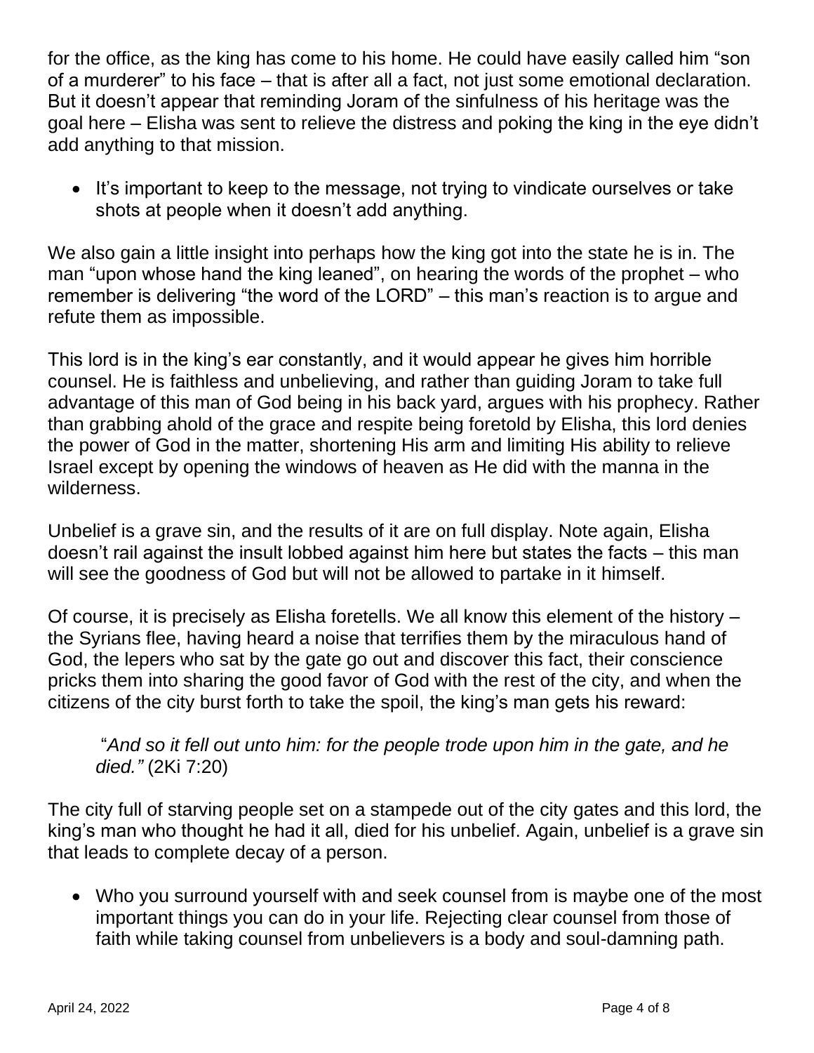for the office, as the king has come to his home. He could have easily called him "son of a murderer" to his face – that is after all a fact, not just some emotional declaration. But it doesn't appear that reminding Joram of the sinfulness of his heritage was the goal here – Elisha was sent to relieve the distress and poking the king in the eye didn't add anything to that mission.

- It's important to keep to the message, not trying to vindicate ourselves or take shots at people when it doesn't add anything.

We also gain a little insight into perhaps how the king got into the state he is in. The man "upon whose hand the king leaned", on hearing the words of the prophet – who remember is delivering "the word of the LORD" – this man's reaction is to argue and refute them as impossible.

This lord is in the king's ear constantly, and it would appear he gives him horrible counsel. He is faithless and unbelieving, and rather than guiding Joram to take full advantage of this man of God being in his back yard, argues with his prophecy. Rather than grabbing ahold of the grace and respite being foretold by Elisha, this lord denies the power of God in the matter, shortening His arm and limiting His ability to relieve Israel except by opening the windows of heaven as He did with the manna in the wilderness.

Unbelief is a grave sin, and the results of it are on full display. Note again, Elisha doesn't rail against the insult lobbed against him here but states the facts – this man will see the goodness of God but will not be allowed to partake in it himself.

Of course, it is precisely as Elisha foretells. We all know this element of the history – the Syrians flee, having heard a noise that terrifies them by the miraculous hand of God, the lepers who sat by the gate go out and discover this fact, their conscience pricks them into sharing the good favor of God with the rest of the city, and when the citizens of the city burst forth to take the spoil, the king's man gets his reward:

> "*And so it fell out unto him: for the people trode upon him in the gate, and he died."* (2Ki 7:20)

The city full of starving people set on a stampede out of the city gates and this lord, the king's man who thought he had it all, died for his unbelief. Again, unbelief is a grave sin that leads to complete decay of a person.

- Who you surround yourself with and seek counsel from is maybe one of the most important things you can do in your life. Rejecting clear counsel from those of faith while taking counsel from unbelievers is a body and soul-damning path.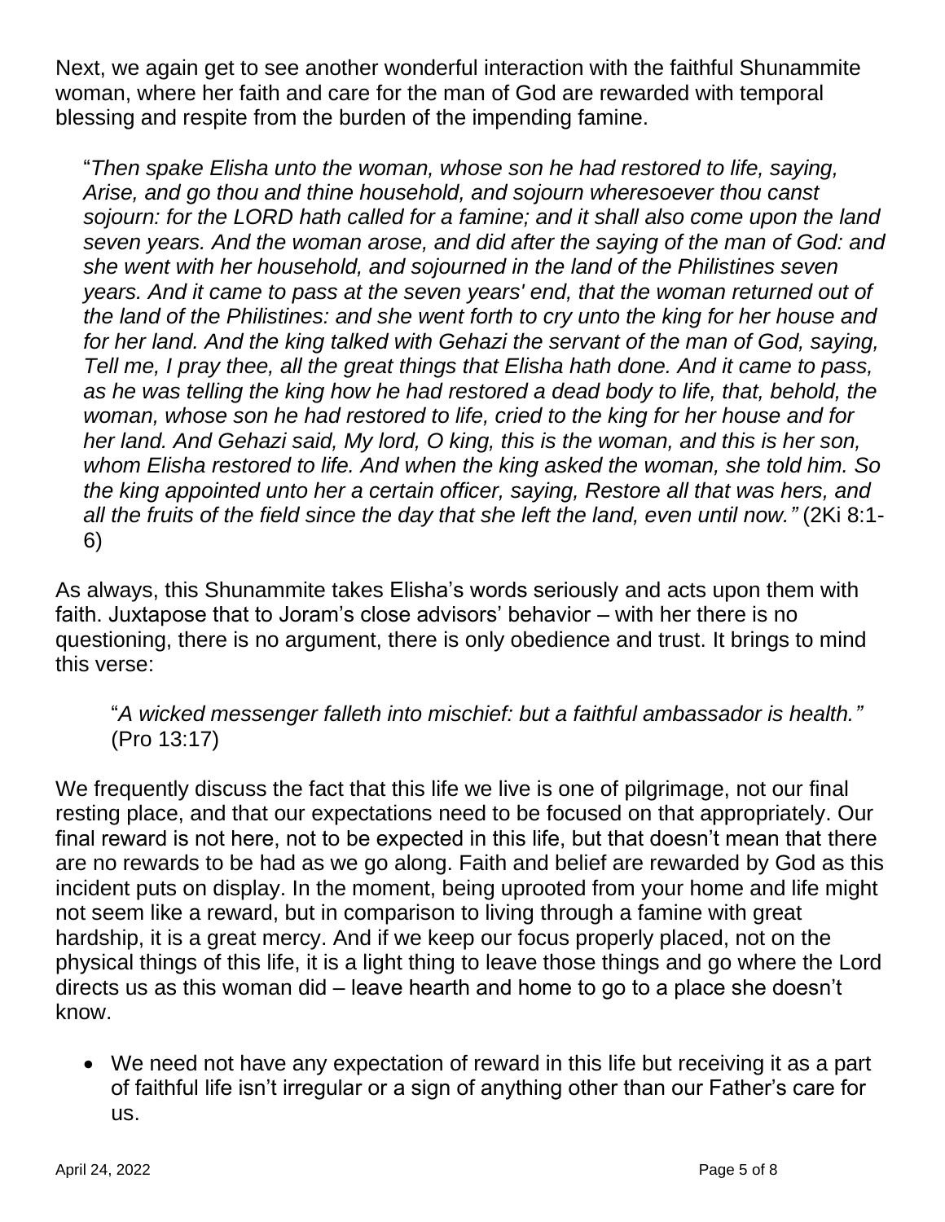Next, we again get to see another wonderful interaction with the faithful Shunammite woman, where her faith and care for the man of God are rewarded with temporal blessing and respite from the burden of the impending famine.

> "*Then spake Elisha unto the woman, whose son he had restored to life, saying, Arise, and go thou and thine household, and sojourn wheresoever thou canst sojourn: for the LORD hath called for a famine; and it shall also come upon the land seven years. And the woman arose, and did after the saying of the man of God: and she went with her household, and sojourned in the land of the Philistines seven years. And it came to pass at the seven years' end, that the woman returned out of the land of the Philistines: and she went forth to cry unto the king for her house and for her land. And the king talked with Gehazi the servant of the man of God, saying, Tell me, I pray thee, all the great things that Elisha hath done. And it came to pass, as he was telling the king how he had restored a dead body to life, that, behold, the woman, whose son he had restored to life, cried to the king for her house and for her land. And Gehazi said, My lord, O king, this is the woman, and this is her son, whom Elisha restored to life. And when the king asked the woman, she told him. So the king appointed unto her a certain officer, saying, Restore all that was hers, and all the fruits of the field since the day that she left the land, even until now."* (2Ki 8:1-6)

As always, this Shunammite takes Elisha's words seriously and acts upon them with faith. Juxtapose that to Joram's close advisors' behavior – with her there is no questioning, there is no argument, there is only obedience and trust. It brings to mind this verse:

> "*A wicked messenger falleth into mischief: but a faithful ambassador is health."* (Pro 13:17)

We frequently discuss the fact that this life we live is one of pilgrimage, not our final resting place, and that our expectations need to be focused on that appropriately. Our final reward is not here, not to be expected in this life, but that doesn't mean that there are no rewards to be had as we go along. Faith and belief are rewarded by God as this incident puts on display. In the moment, being uprooted from your home and life might not seem like a reward, but in comparison to living through a famine with great hardship, it is a great mercy. And if we keep our focus properly placed, not on the physical things of this life, it is a light thing to leave those things and go where the Lord directs us as this woman did – leave hearth and home to go to a place she doesn't know.

- We need not have any expectation of reward in this life but receiving it as a part of faithful life isn't irregular or a sign of anything other than our Father's care for us.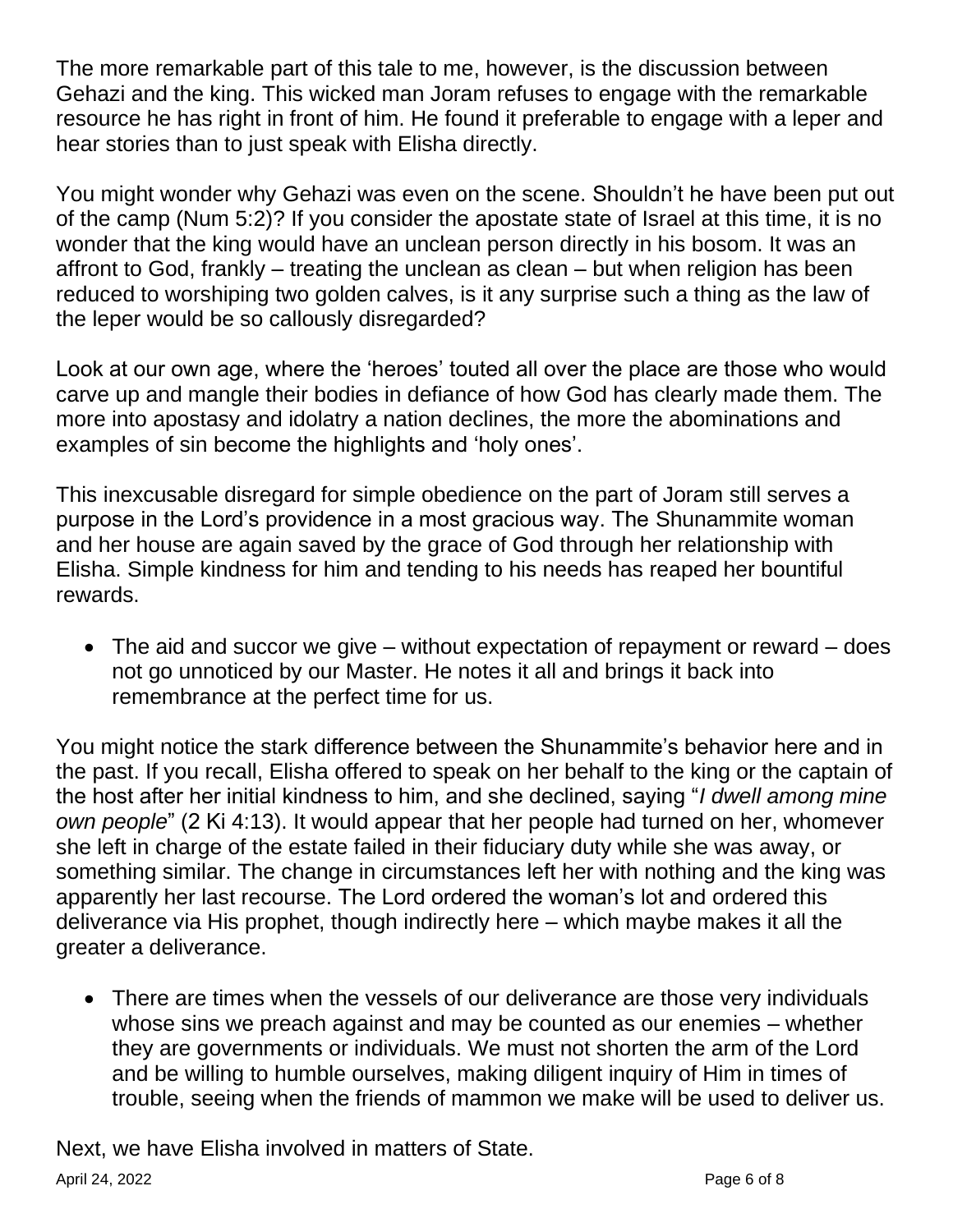The more remarkable part of this tale to me, however, is the discussion between Gehazi and the king. This wicked man Joram refuses to engage with the remarkable resource he has right in front of him. He found it preferable to engage with a leper and hear stories than to just speak with Elisha directly.

You might wonder why Gehazi was even on the scene. Shouldn't he have been put out of the camp (Num 5:2)? If you consider the apostate state of Israel at this time, it is no wonder that the king would have an unclean person directly in his bosom. It was an affront to God, frankly – treating the unclean as clean – but when religion has been reduced to worshiping two golden calves, is it any surprise such a thing as the law of the leper would be so callously disregarded?

Look at our own age, where the 'heroes' touted all over the place are those who would carve up and mangle their bodies in defiance of how God has clearly made them. The more into apostasy and idolatry a nation declines, the more the abominations and examples of sin become the highlights and 'holy ones'.

This inexcusable disregard for simple obedience on the part of Joram still serves a purpose in the Lord's providence in a most gracious way. The Shunammite woman and her house are again saved by the grace of God through her relationship with Elisha. Simple kindness for him and tending to his needs has reaped her bountiful rewards.

- The aid and succor we give – without expectation of repayment or reward – does not go unnoticed by our Master. He notes it all and brings it back into remembrance at the perfect time for us.

You might notice the stark difference between the Shunammite's behavior here and in the past. If you recall, Elisha offered to speak on her behalf to the king or the captain of the host after her initial kindness to him, and she declined, saying "*I dwell among mine own people*" (2 Ki 4:13). It would appear that her people had turned on her, whomever she left in charge of the estate failed in their fiduciary duty while she was away, or something similar. The change in circumstances left her with nothing and the king was apparently her last recourse. The Lord ordered the woman's lot and ordered this deliverance via His prophet, though indirectly here – which maybe makes it all the greater a deliverance.

- There are times when the vessels of our deliverance are those very individuals whose sins we preach against and may be counted as our enemies – whether they are governments or individuals. We must not shorten the arm of the Lord and be willing to humble ourselves, making diligent inquiry of Him in times of trouble, seeing when the friends of mammon we make will be used to deliver us.

Next, we have Elisha involved in matters of State.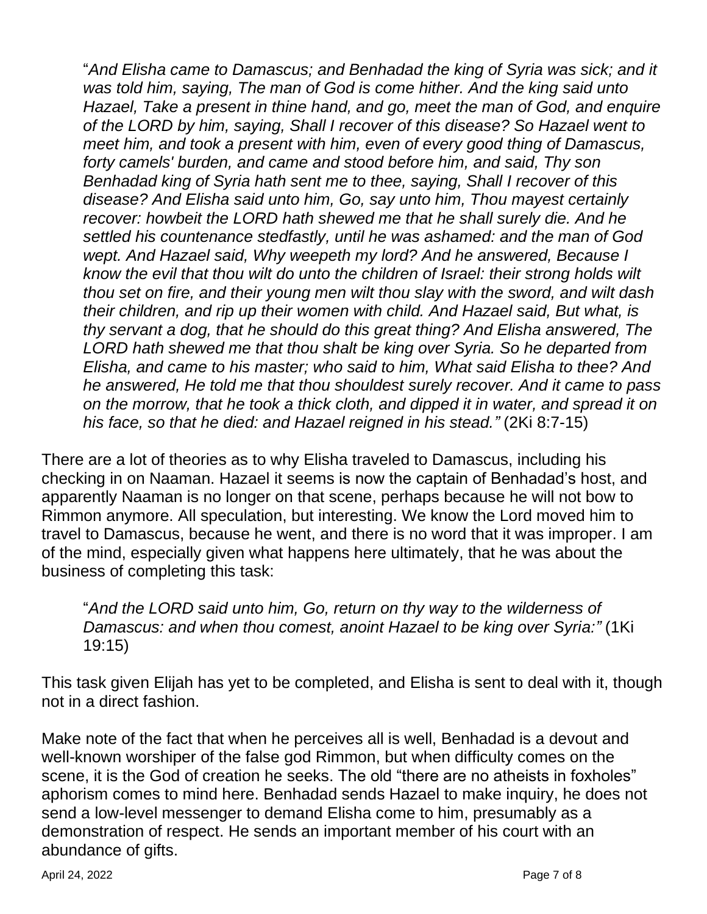> "*And Elisha came to Damascus; and Benhadad the king of Syria was sick; and it was told him, saying, The man of God is come hither. And the king said unto Hazael, Take a present in thine hand, and go, meet the man of God, and enquire of the LORD by him, saying, Shall I recover of this disease? So Hazael went to meet him, and took a present with him, even of every good thing of Damascus, forty camels' burden, and came and stood before him, and said, Thy son Benhadad king of Syria hath sent me to thee, saying, Shall I recover of this disease? And Elisha said unto him, Go, say unto him, Thou mayest certainly recover: howbeit the LORD hath shewed me that he shall surely die. And he settled his countenance stedfastly, until he was ashamed: and the man of God wept. And Hazael said, Why weepeth my lord? And he answered, Because I know the evil that thou wilt do unto the children of Israel: their strong holds wilt thou set on fire, and their young men wilt thou slay with the sword, and wilt dash their children, and rip up their women with child. And Hazael said, But what, is thy servant a dog, that he should do this great thing? And Elisha answered, The LORD hath shewed me that thou shalt be king over Syria. So he departed from Elisha, and came to his master; who said to him, What said Elisha to thee? And he answered, He told me that thou shouldest surely recover. And it came to pass on the morrow, that he took a thick cloth, and dipped it in water, and spread it on his face, so that he died: and Hazael reigned in his stead."* (2Ki 8:7-15)

There are a lot of theories as to why Elisha traveled to Damascus, including his checking in on Naaman. Hazael it seems is now the captain of Benhadad's host, and apparently Naaman is no longer on that scene, perhaps because he will not bow to Rimmon anymore. All speculation, but interesting. We know the Lord moved him to travel to Damascus, because he went, and there is no word that it was improper. I am of the mind, especially given what happens here ultimately, that he was about the business of completing this task:

> "*And the LORD said unto him, Go, return on thy way to the wilderness of Damascus: and when thou comest, anoint Hazael to be king over Syria:"* (1Ki 19:15)

This task given Elijah has yet to be completed, and Elisha is sent to deal with it, though not in a direct fashion.

Make note of the fact that when he perceives all is well, Benhadad is a devout and well-known worshiper of the false god Rimmon, but when difficulty comes on the scene, it is the God of creation he seeks. The old "there are no atheists in foxholes" aphorism comes to mind here. Benhadad sends Hazael to make inquiry, he does not send a low-level messenger to demand Elisha come to him, presumably as a demonstration of respect. He sends an important member of his court with an abundance of gifts.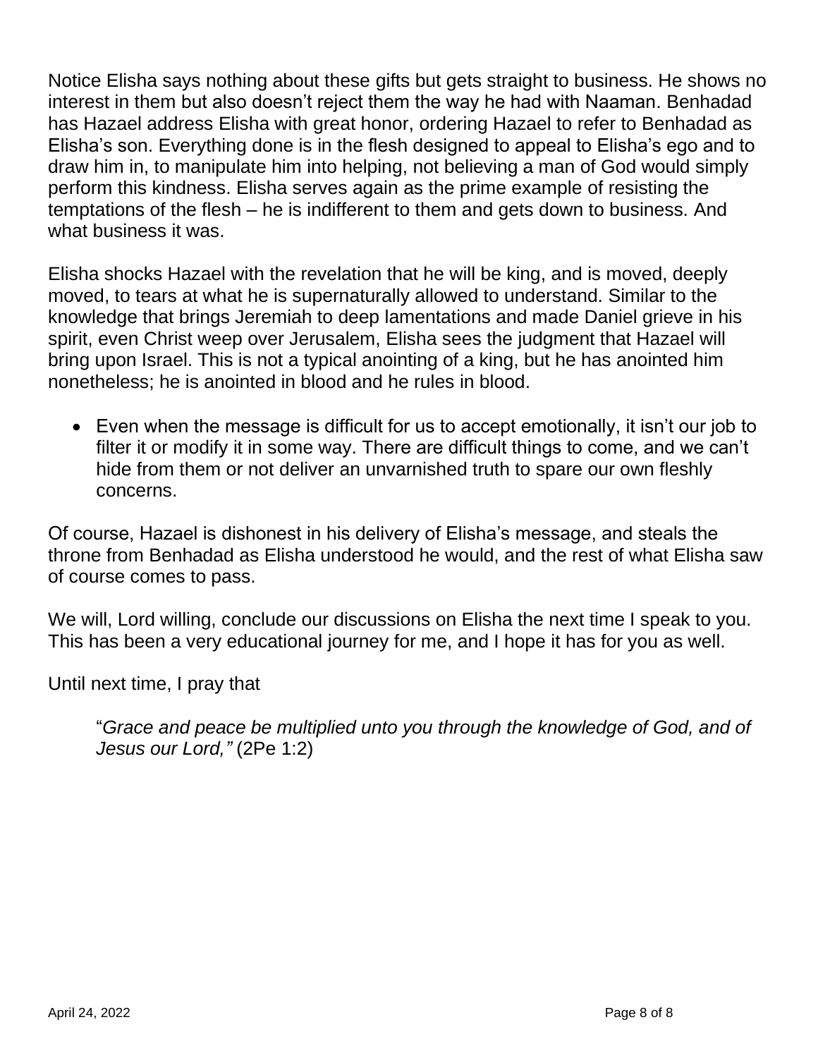Notice Elisha says nothing about these gifts but gets straight to business. He shows no interest in them but also doesn't reject them the way he had with Naaman. Benhadad has Hazael address Elisha with great honor, ordering Hazael to refer to Benhadad as Elisha's son. Everything done is in the flesh designed to appeal to Elisha's ego and to draw him in, to manipulate him into helping, not believing a man of God would simply perform this kindness. Elisha serves again as the prime example of resisting the temptations of the flesh – he is indifferent to them and gets down to business. And what business it was.

Elisha shocks Hazael with the revelation that he will be king, and is moved, deeply moved, to tears at what he is supernaturally allowed to understand. Similar to the knowledge that brings Jeremiah to deep lamentations and made Daniel grieve in his spirit, even Christ weep over Jerusalem, Elisha sees the judgment that Hazael will bring upon Israel. This is not a typical anointing of a king, but he has anointed him nonetheless; he is anointed in blood and he rules in blood.

- Even when the message is difficult for us to accept emotionally, it isn't our job to filter it or modify it in some way. There are difficult things to come, and we can't hide from them or not deliver an unvarnished truth to spare our own fleshly concerns.

Of course, Hazael is dishonest in his delivery of Elisha's message, and steals the throne from Benhadad as Elisha understood he would, and the rest of what Elisha saw of course comes to pass.

We will, Lord willing, conclude our discussions on Elisha the next time I speak to you. This has been a very educational journey for me, and I hope it has for you as well.

Until next time, I pray that

> "*Grace and peace be multiplied unto you through the knowledge of God, and of Jesus our Lord,"* (2Pe 1:2)